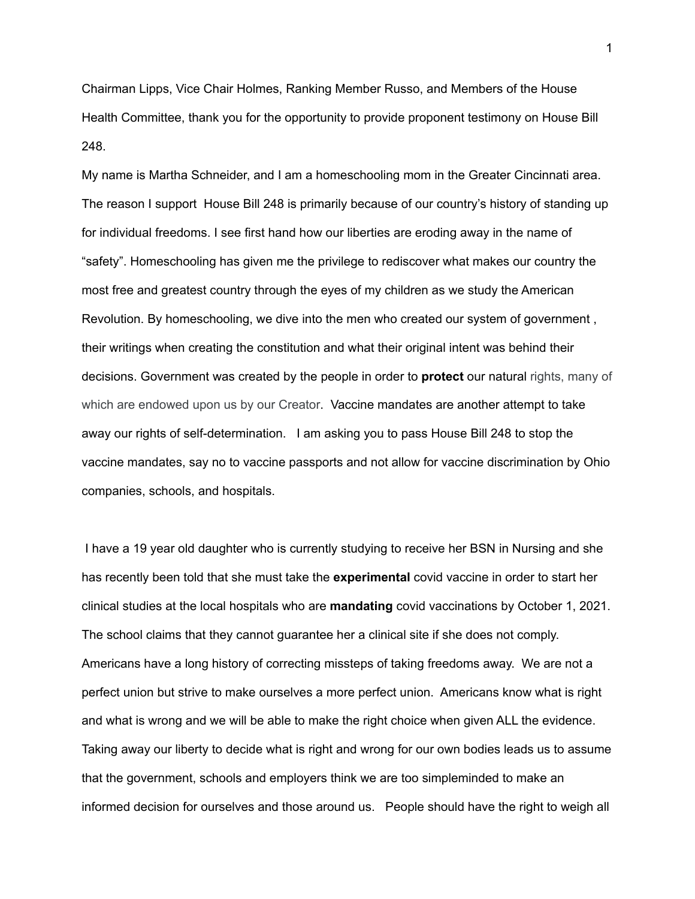Chairman Lipps, Vice Chair Holmes, Ranking Member Russo, and Members of the House Health Committee, thank you for the opportunity to provide proponent testimony on House Bill 248.

My name is Martha Schneider, and I am a homeschooling mom in the Greater Cincinnati area. The reason I support House Bill 248 is primarily because of our country's history of standing up for individual freedoms. I see first hand how our liberties are eroding away in the name of "safety". Homeschooling has given me the privilege to rediscover what makes our country the most free and greatest country through the eyes of my children as we study the American Revolution. By homeschooling, we dive into the men who created our system of government , their writings when creating the constitution and what their original intent was behind their decisions. Government was created by the people in order to **protect** our natural rights, many of which are endowed upon us by our Creator. Vaccine mandates are another attempt to take away our rights of self-determination. I am asking you to pass House Bill 248 to stop the vaccine mandates, say no to vaccine passports and not allow for vaccine discrimination by Ohio companies, schools, and hospitals.

I have a 19 year old daughter who is currently studying to receive her BSN in Nursing and she has recently been told that she must take the **experimental** covid vaccine in order to start her clinical studies at the local hospitals who are **mandating** covid vaccinations by October 1, 2021. The school claims that they cannot guarantee her a clinical site if she does not comply. Americans have a long history of correcting missteps of taking freedoms away. We are not a perfect union but strive to make ourselves a more perfect union. Americans know what is right and what is wrong and we will be able to make the right choice when given ALL the evidence. Taking away our liberty to decide what is right and wrong for our own bodies leads us to assume that the government, schools and employers think we are too simpleminded to make an informed decision for ourselves and those around us. People should have the right to weigh all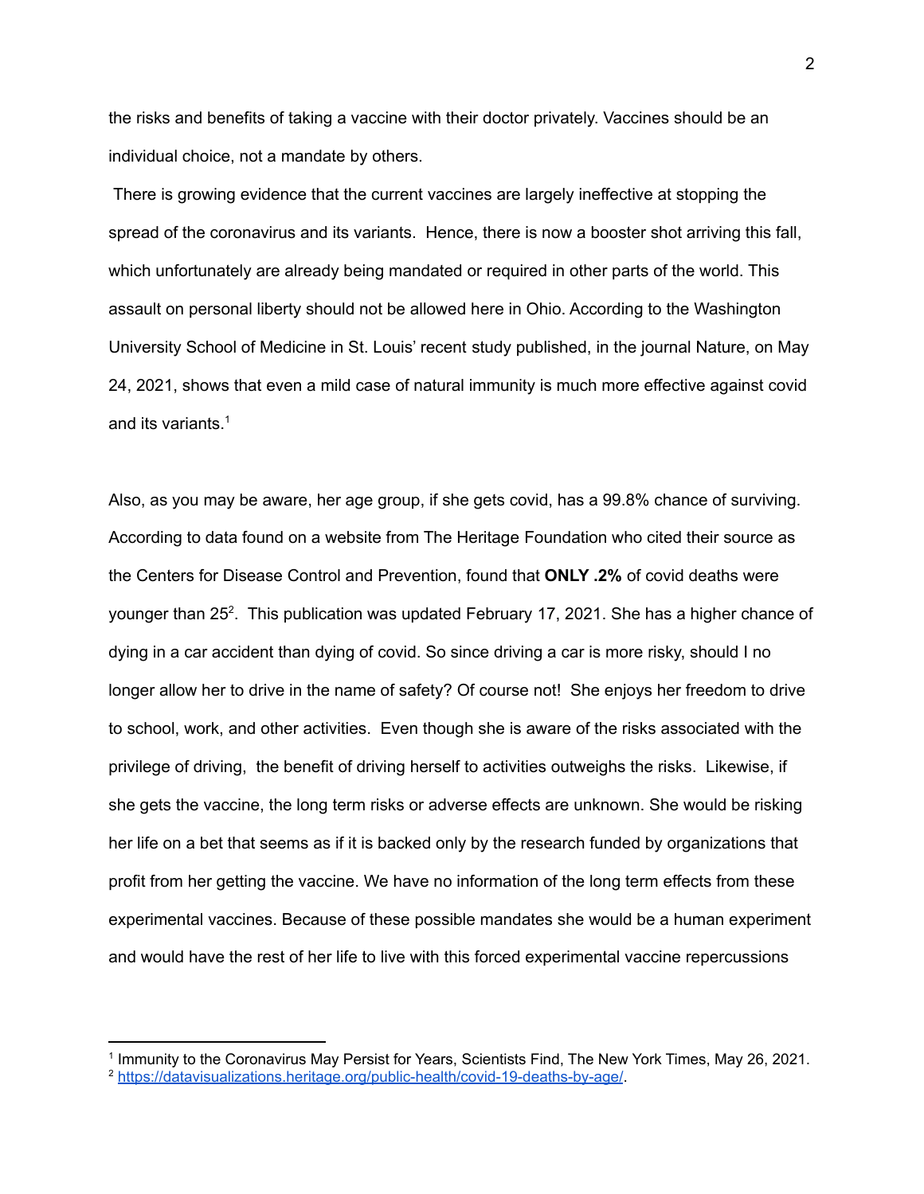the risks and benefits of taking a vaccine with their doctor privately. Vaccines should be an individual choice, not a mandate by others.

There is growing evidence that the current vaccines are largely ineffective at stopping the spread of the coronavirus and its variants. Hence, there is now a booster shot arriving this fall, which unfortunately are already being mandated or required in other parts of the world. This assault on personal liberty should not be allowed here in Ohio. According to the Washington University School of Medicine in St. Louis' recent study published, in the journal Nature, on May 24, 2021, shows that even a mild case of natural immunity is much more effective against covid and its variants.[1]

Also, as you may be aware, her age group, if she gets covid, has a 99.8% chance of surviving. According to data found on a website from The Heritage Foundation who cited their source as the Centers for Disease Control and Prevention, found that **ONLY .2%** of covid deaths were younger than 25[2]. This publication was updated February 17, 2021. She has a higher chance of dying in a car accident than dying of covid. So since driving a car is more risky, should I no longer allow her to drive in the name of safety? Of course not! She enjoys her freedom to drive to school, work, and other activities. Even though she is aware of the risks associated with the privilege of driving, the benefit of driving herself to activities outweighs the risks. Likewise, if she gets the vaccine, the long term risks or adverse effects are unknown. She would be risking her life on a bet that seems as if it is backed only by the research funded by organizations that profit from her getting the vaccine. We have no information of the long term effects from these experimental vaccines. Because of these possible mandates she would be a human experiment and would have the rest of her life to live with this forced experimental vaccine repercussions

---

[1] Immunity to the Coronavirus May Persist for Years, Scientists Find, The New York Times, May 26, 2021.

[2] https://datavisualizations.heritage.org/public-health/covid-19-deaths-by-age/.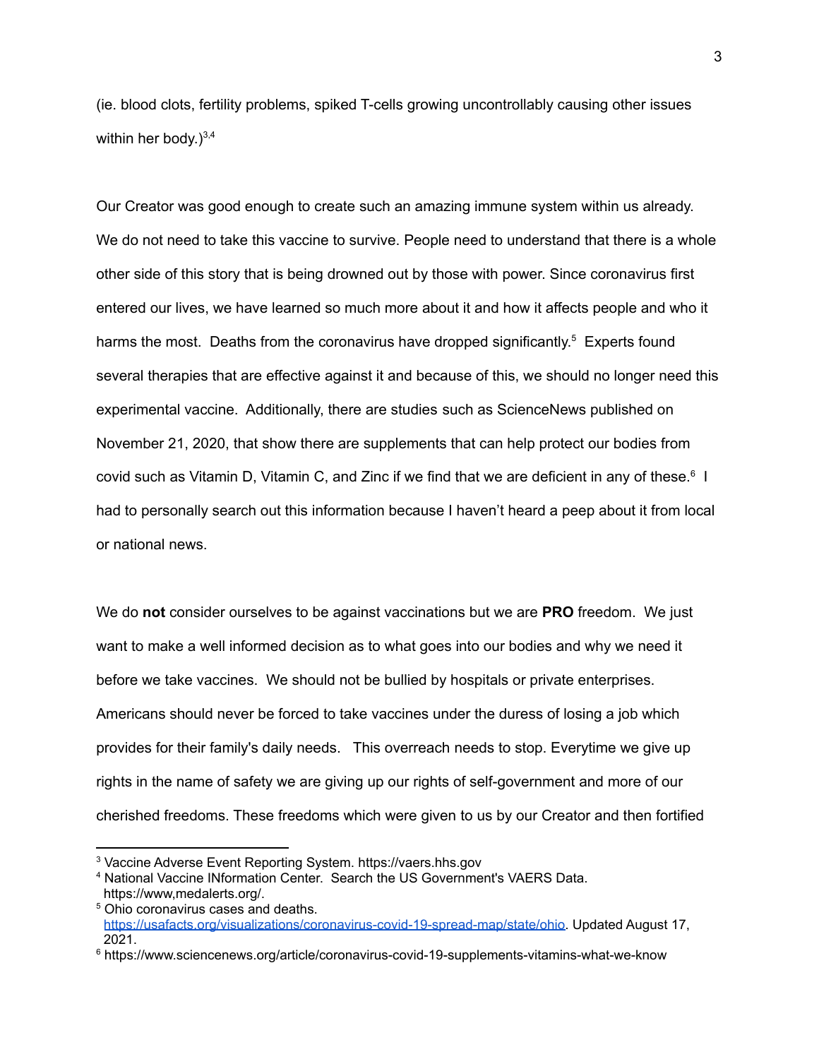(ie. blood clots, fertility problems, spiked T-cells growing uncontrollably causing other issues within her body.)[3,4]

Our Creator was good enough to create such an amazing immune system within us already. We do not need to take this vaccine to survive. People need to understand that there is a whole other side of this story that is being drowned out by those with power. Since coronavirus first entered our lives, we have learned so much more about it and how it affects people and who it harms the most.  Deaths from the coronavirus have dropped significantly.[5]  Experts found several therapies that are effective against it and because of this, we should no longer need this experimental vaccine.  Additionally, there are studies such as ScienceNews published on November 21, 2020, that show there are supplements that can help protect our bodies from covid such as Vitamin D, Vitamin C, and Zinc if we find that we are deficient in any of these.[6]  I had to personally search out this information because I haven't heard a peep about it from local or national news.

We do **not** consider ourselves to be against vaccinations but we are **PRO** freedom.  We just want to make a well informed decision as to what goes into our bodies and why we need it before we take vaccines.  We should not be bullied by hospitals or private enterprises. Americans should never be forced to take vaccines under the duress of losing a job which provides for their family's daily needs.   This overreach needs to stop. Everytime we give up rights in the name of safety we are giving up our rights of self-government and more of our cherished freedoms. These freedoms which were given to us by our Creator and then fortified

---

[3] Vaccine Adverse Event Reporting System. https://vaers.hhs.gov

[4] National Vaccine INformation Center.  Search the US Government's VAERS Data. https://www,medalerts.org/.

[5] Ohio coronavirus cases and deaths. https://usafacts.org/visualizations/coronavirus-covid-19-spread-map/state/ohio. Updated August 17, 2021.

[6] https://www.sciencenews.org/article/coronavirus-covid-19-supplements-vitamins-what-we-know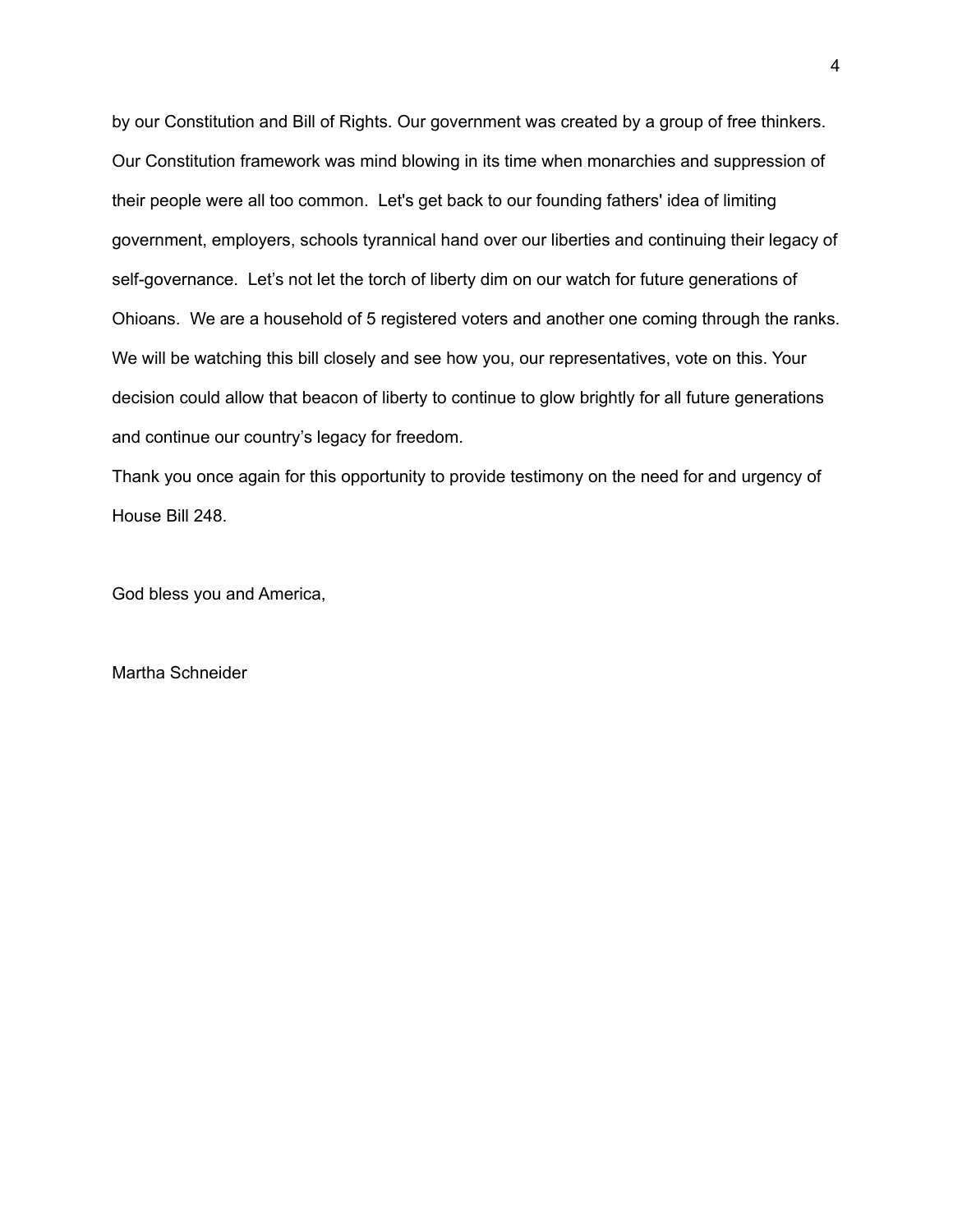by our Constitution and Bill of Rights. Our government was created by a group of free thinkers. Our Constitution framework was mind blowing in its time when monarchies and suppression of their people were all too common. Let's get back to our founding fathers' idea of limiting government, employers, schools tyrannical hand over our liberties and continuing their legacy of self-governance. Let's not let the torch of liberty dim on our watch for future generations of Ohioans. We are a household of 5 registered voters and another one coming through the ranks. We will be watching this bill closely and see how you, our representatives, vote on this. Your decision could allow that beacon of liberty to continue to glow brightly for all future generations and continue our country's legacy for freedom.

Thank you once again for this opportunity to provide testimony on the need for and urgency of House Bill 248.

God bless you and America,

Martha Schneider